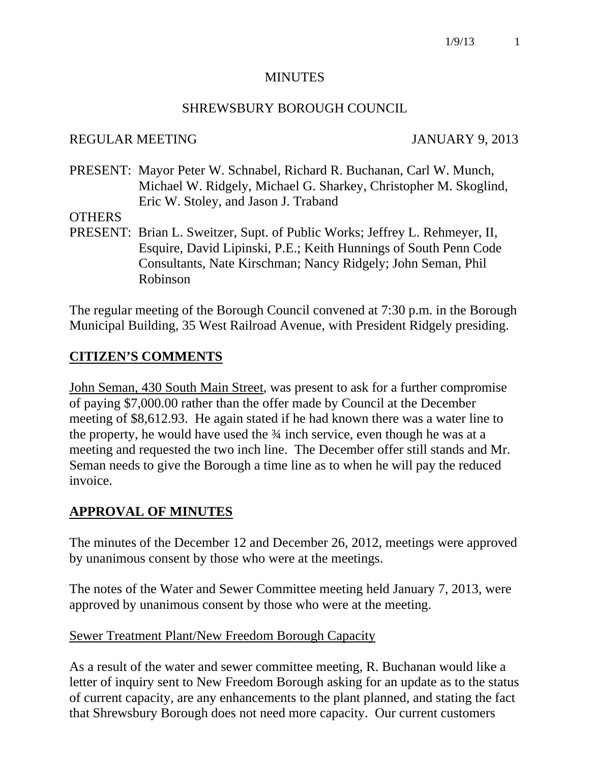# MINUTES

## SHREWSBURY BOROUGH COUNCIL

REGULAR MEETING JANUARY 9, 2013

PRESENT: Mayor Peter W. Schnabel, Richard R. Buchanan, Carl W. Munch, Michael W. Ridgely, Michael G. Sharkey, Christopher M. Skoglind, Eric W. Stoley, and Jason J. Traband

OTHERS PRESENT: Brian L. Sweitzer, Supt. of Public Works; Jeffrey L. Rehmeyer, II, Esquire, David Lipinski, P.E.; Keith Hunnings of South Penn Code Consultants, Nate Kirschman; Nancy Ridgely; John Seman, Phil Robinson

The regular meeting of the Borough Council convened at 7:30 p.m. in the Borough Municipal Building, 35 West Railroad Avenue, with President Ridgely presiding.

## CITIZEN'S COMMENTS

John Seman, 430 South Main Street, was present to ask for a further compromise of paying $7,000.00 rather than the offer made by Council at the December meeting of $8,612.93. He again stated if he had known there was a water line to the property, he would have used the ¾ inch service, even though he was at a meeting and requested the two inch line. The December offer still stands and Mr. Seman needs to give the Borough a time line as to when he will pay the reduced invoice.

## APPROVAL OF MINUTES

The minutes of the December 12 and December 26, 2012, meetings were approved by unanimous consent by those who were at the meetings.

The notes of the Water and Sewer Committee meeting held January 7, 2013, were approved by unanimous consent by those who were at the meeting.

Sewer Treatment Plant/New Freedom Borough Capacity

As a result of the water and sewer committee meeting, R. Buchanan would like a letter of inquiry sent to New Freedom Borough asking for an update as to the status of current capacity, are any enhancements to the plant planned, and stating the fact that Shrewsbury Borough does not need more capacity. Our current customers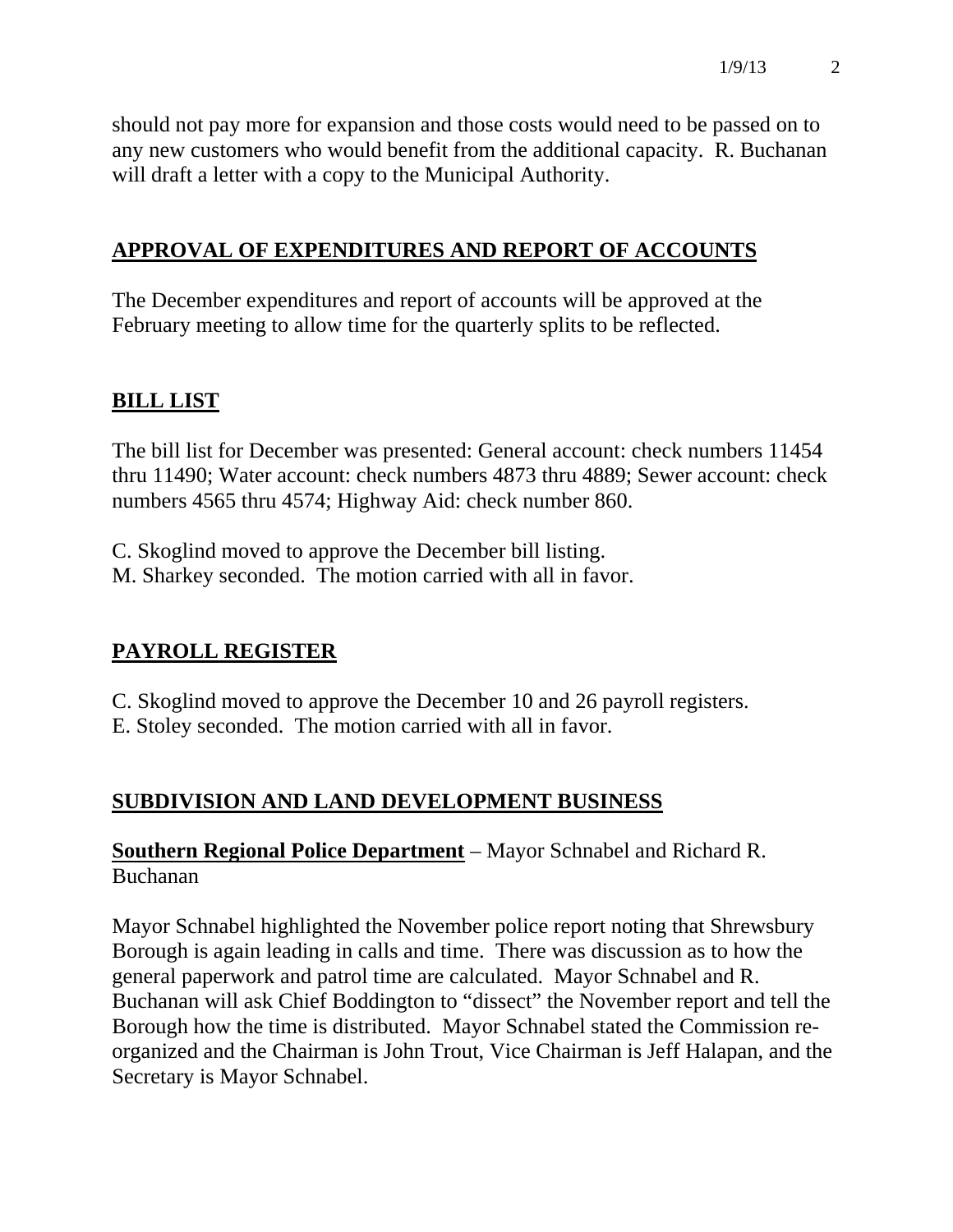should not pay more for expansion and those costs would need to be passed on to any new customers who would benefit from the additional capacity. R. Buchanan will draft a letter with a copy to the Municipal Authority.

## APPROVAL OF EXPENDITURES AND REPORT OF ACCOUNTS

The December expenditures and report of accounts will be approved at the February meeting to allow time for the quarterly splits to be reflected.

## BILL LIST

The bill list for December was presented: General account: check numbers 11454 thru 11490; Water account: check numbers 4873 thru 4889; Sewer account: check numbers 4565 thru 4574; Highway Aid: check number 860.

C. Skoglind moved to approve the December bill listing.
M. Sharkey seconded. The motion carried with all in favor.

## PAYROLL REGISTER

C. Skoglind moved to approve the December 10 and 26 payroll registers.
E. Stoley seconded. The motion carried with all in favor.

## SUBDIVISION AND LAND DEVELOPMENT BUSINESS

**Southern Regional Police Department** – Mayor Schnabel and Richard R. Buchanan

Mayor Schnabel highlighted the November police report noting that Shrewsbury Borough is again leading in calls and time. There was discussion as to how the general paperwork and patrol time are calculated. Mayor Schnabel and R. Buchanan will ask Chief Boddington to "dissect" the November report and tell the Borough how the time is distributed. Mayor Schnabel stated the Commission re-organized and the Chairman is John Trout, Vice Chairman is Jeff Halapan, and the Secretary is Mayor Schnabel.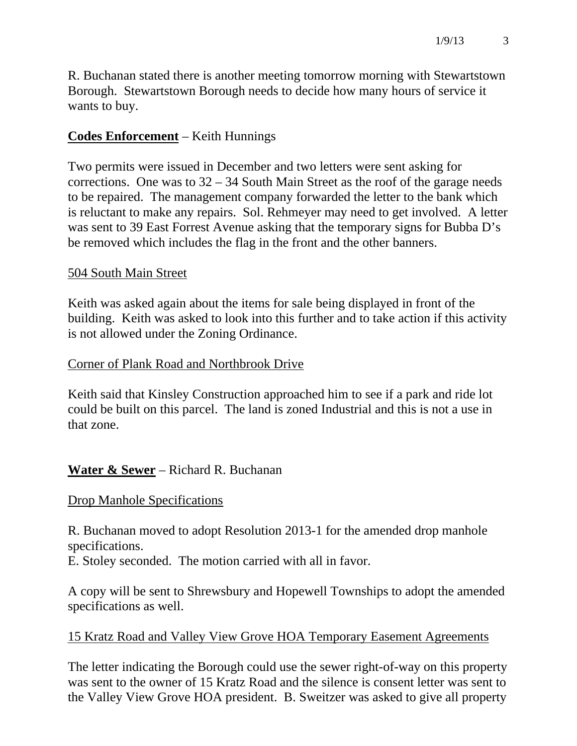R. Buchanan stated there is another meeting tomorrow morning with Stewartstown Borough. Stewartstown Borough needs to decide how many hours of service it wants to buy.

**Codes Enforcement** – Keith Hunnings

Two permits were issued in December and two letters were sent asking for corrections. One was to 32 – 34 South Main Street as the roof of the garage needs to be repaired. The management company forwarded the letter to the bank which is reluctant to make any repairs. Sol. Rehmeyer may need to get involved. A letter was sent to 39 East Forrest Avenue asking that the temporary signs for Bubba D's be removed which includes the flag in the front and the other banners.

504 South Main Street

Keith was asked again about the items for sale being displayed in front of the building. Keith was asked to look into this further and to take action if this activity is not allowed under the Zoning Ordinance.

Corner of Plank Road and Northbrook Drive

Keith said that Kinsley Construction approached him to see if a park and ride lot could be built on this parcel. The land is zoned Industrial and this is not a use in that zone.

**Water & Sewer** – Richard R. Buchanan

Drop Manhole Specifications

R. Buchanan moved to adopt Resolution 2013-1 for the amended drop manhole specifications.
E. Stoley seconded. The motion carried with all in favor.

A copy will be sent to Shrewsbury and Hopewell Townships to adopt the amended specifications as well.

15 Kratz Road and Valley View Grove HOA Temporary Easement Agreements

The letter indicating the Borough could use the sewer right-of-way on this property was sent to the owner of 15 Kratz Road and the silence is consent letter was sent to the Valley View Grove HOA president. B. Sweitzer was asked to give all property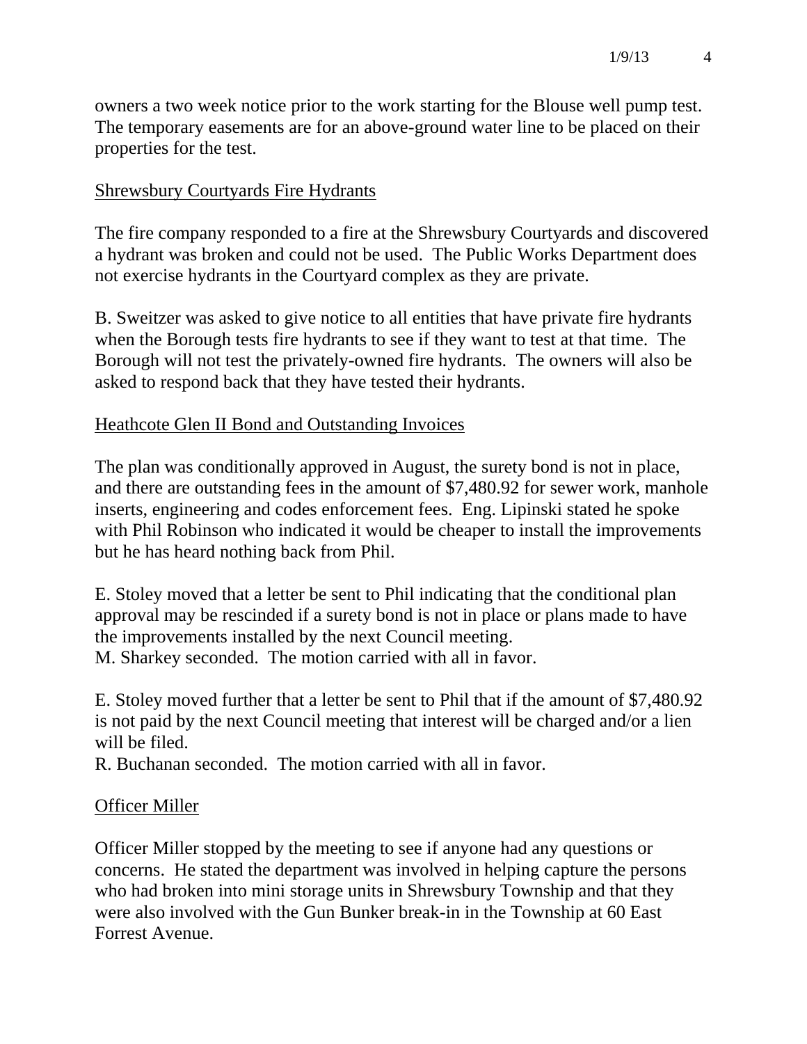owners a two week notice prior to the work starting for the Blouse well pump test. The temporary easements are for an above-ground water line to be placed on their properties for the test.

## Shrewsbury Courtyards Fire Hydrants

The fire company responded to a fire at the Shrewsbury Courtyards and discovered a hydrant was broken and could not be used. The Public Works Department does not exercise hydrants in the Courtyard complex as they are private.

B. Sweitzer was asked to give notice to all entities that have private fire hydrants when the Borough tests fire hydrants to see if they want to test at that time. The Borough will not test the privately-owned fire hydrants. The owners will also be asked to respond back that they have tested their hydrants.

## Heathcote Glen II Bond and Outstanding Invoices

The plan was conditionally approved in August, the surety bond is not in place, and there are outstanding fees in the amount of $7,480.92 for sewer work, manhole inserts, engineering and codes enforcement fees. Eng. Lipinski stated he spoke with Phil Robinson who indicated it would be cheaper to install the improvements but he has heard nothing back from Phil.

E. Stoley moved that a letter be sent to Phil indicating that the conditional plan approval may be rescinded if a surety bond is not in place or plans made to have the improvements installed by the next Council meeting.
M. Sharkey seconded. The motion carried with all in favor.

E. Stoley moved further that a letter be sent to Phil that if the amount of $7,480.92 is not paid by the next Council meeting that interest will be charged and/or a lien will be filed.
R. Buchanan seconded. The motion carried with all in favor.

## Officer Miller

Officer Miller stopped by the meeting to see if anyone had any questions or concerns. He stated the department was involved in helping capture the persons who had broken into mini storage units in Shrewsbury Township and that they were also involved with the Gun Bunker break-in in the Township at 60 East Forrest Avenue.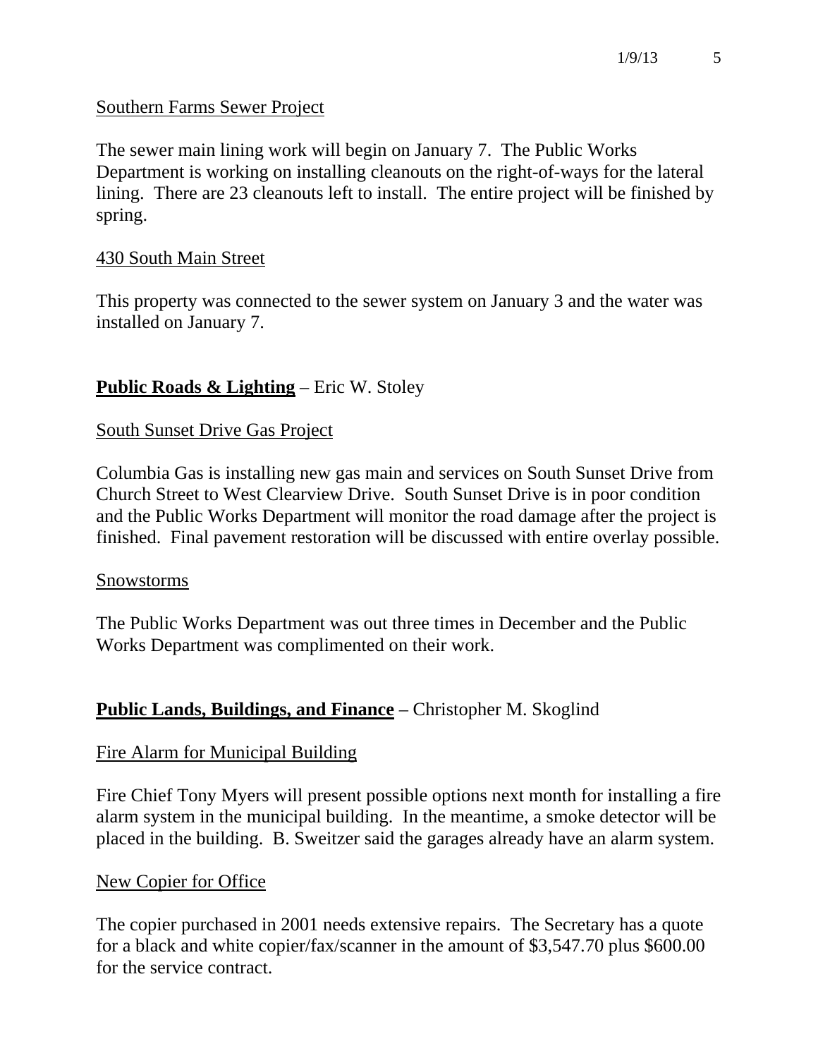Southern Farms Sewer Project

The sewer main lining work will begin on January 7. The Public Works Department is working on installing cleanouts on the right-of-ways for the lateral lining. There are 23 cleanouts left to install. The entire project will be finished by spring.

430 South Main Street

This property was connected to the sewer system on January 3 and the water was installed on January 7.

**Public Roads & Lighting** – Eric W. Stoley

South Sunset Drive Gas Project

Columbia Gas is installing new gas main and services on South Sunset Drive from Church Street to West Clearview Drive. South Sunset Drive is in poor condition and the Public Works Department will monitor the road damage after the project is finished. Final pavement restoration will be discussed with entire overlay possible.

Snowstorms

The Public Works Department was out three times in December and the Public Works Department was complimented on their work.

**Public Lands, Buildings, and Finance** – Christopher M. Skoglind

Fire Alarm for Municipal Building

Fire Chief Tony Myers will present possible options next month for installing a fire alarm system in the municipal building. In the meantime, a smoke detector will be placed in the building. B. Sweitzer said the garages already have an alarm system.

New Copier for Office

The copier purchased in 2001 needs extensive repairs. The Secretary has a quote for a black and white copier/fax/scanner in the amount of $3,547.70 plus $600.00 for the service contract.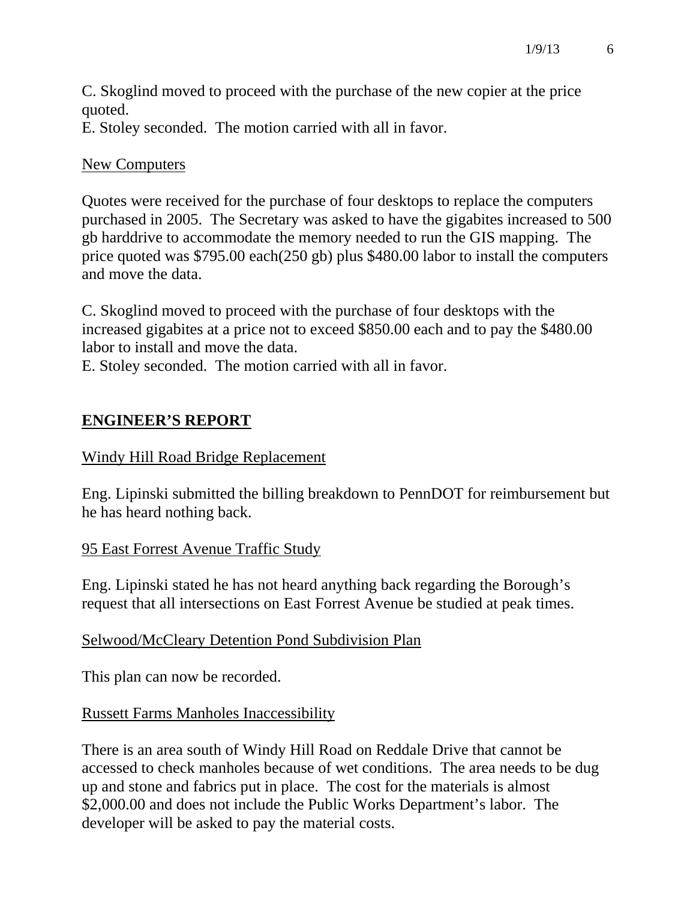C. Skoglind moved to proceed with the purchase of the new copier at the price quoted.
E. Stoley seconded. The motion carried with all in favor.

<u>New Computers</u>

Quotes were received for the purchase of four desktops to replace the computers purchased in 2005. The Secretary was asked to have the gigabites increased to 500 gb harddrive to accommodate the memory needed to run the GIS mapping. The price quoted was $795.00 each(250 gb) plus $480.00 labor to install the computers and move the data.

C. Skoglind moved to proceed with the purchase of four desktops with the increased gigabites at a price not to exceed $850.00 each and to pay the $480.00 labor to install and move the data.
E. Stoley seconded. The motion carried with all in favor.

## **ENGINEER'S REPORT**

<u>Windy Hill Road Bridge Replacement</u>

Eng. Lipinski submitted the billing breakdown to PennDOT for reimbursement but he has heard nothing back.

<u>95 East Forrest Avenue Traffic Study</u>

Eng. Lipinski stated he has not heard anything back regarding the Borough's request that all intersections on East Forrest Avenue be studied at peak times.

<u>Selwood/McCleary Detention Pond Subdivision Plan</u>

This plan can now be recorded.

<u>Russett Farms Manholes Inaccessibility</u>

There is an area south of Windy Hill Road on Reddale Drive that cannot be accessed to check manholes because of wet conditions. The area needs to be dug up and stone and fabrics put in place. The cost for the materials is almost $2,000.00 and does not include the Public Works Department's labor. The developer will be asked to pay the material costs.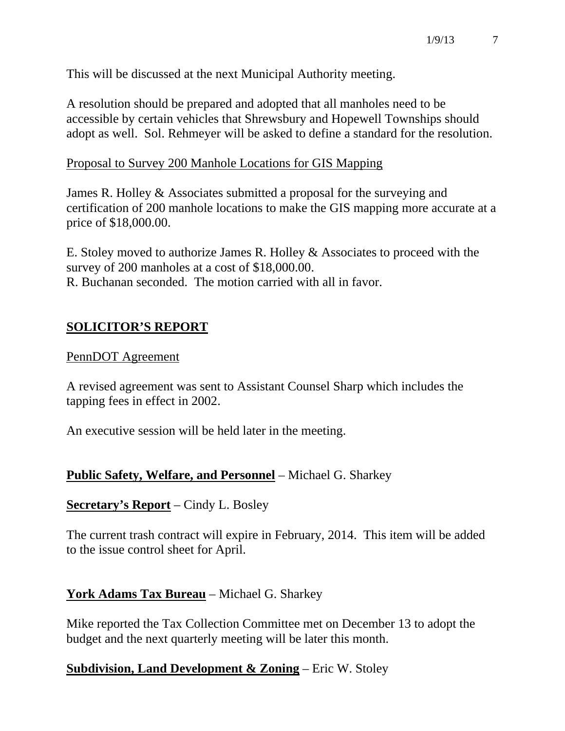This will be discussed at the next Municipal Authority meeting.

A resolution should be prepared and adopted that all manholes need to be accessible by certain vehicles that Shrewsbury and Hopewell Townships should adopt as well. Sol. Rehmeyer will be asked to define a standard for the resolution.

Proposal to Survey 200 Manhole Locations for GIS Mapping

James R. Holley & Associates submitted a proposal for the surveying and certification of 200 manhole locations to make the GIS mapping more accurate at a price of $18,000.00.

E. Stoley moved to authorize James R. Holley & Associates to proceed with the survey of 200 manholes at a cost of $18,000.00.
R. Buchanan seconded. The motion carried with all in favor.

## SOLICITOR'S REPORT

PennDOT Agreement

A revised agreement was sent to Assistant Counsel Sharp which includes the tapping fees in effect in 2002.

An executive session will be held later in the meeting.

**Public Safety, Welfare, and Personnel** – Michael G. Sharkey

**Secretary's Report** – Cindy L. Bosley

The current trash contract will expire in February, 2014. This item will be added to the issue control sheet for April.

**York Adams Tax Bureau** – Michael G. Sharkey

Mike reported the Tax Collection Committee met on December 13 to adopt the budget and the next quarterly meeting will be later this month.

**Subdivision, Land Development & Zoning** – Eric W. Stoley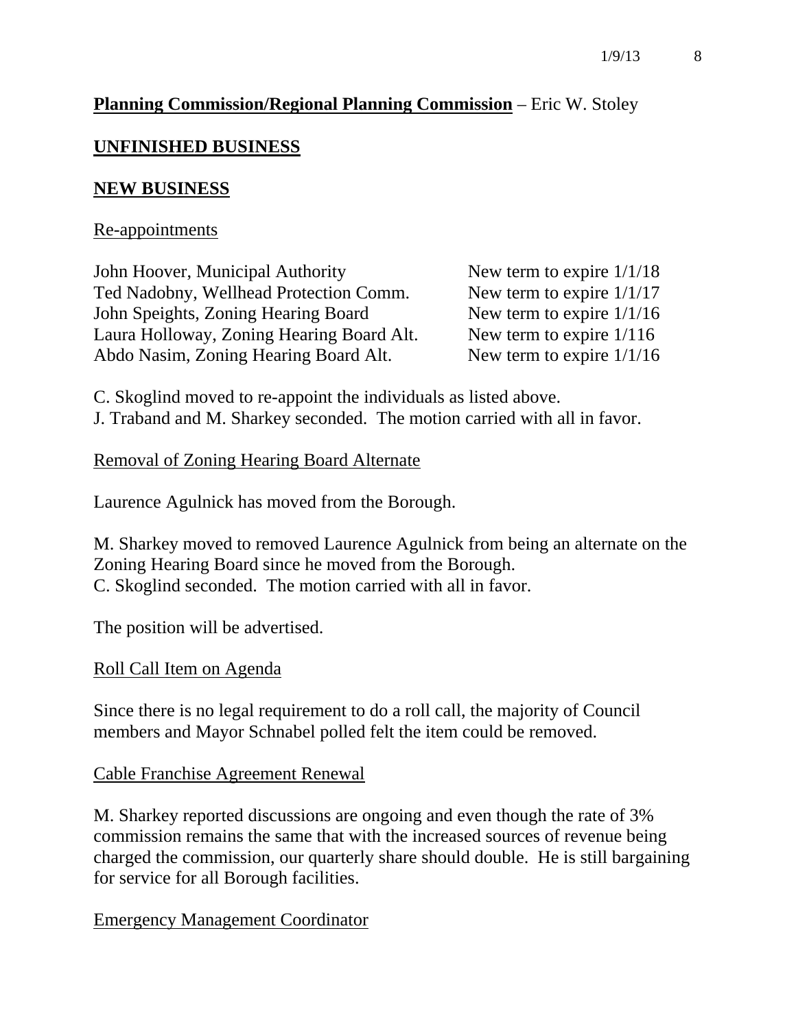**Planning Commission/Regional Planning Commission** – Eric W. Stoley

## UNFINISHED BUSINESS

## NEW BUSINESS

Re-appointments

| | |
|---|---|
| John Hoover, Municipal Authority | New term to expire 1/1/18 |
| Ted Nadobny, Wellhead Protection Comm. | New term to expire 1/1/17 |
| John Speights, Zoning Hearing Board | New term to expire 1/1/16 |
| Laura Holloway, Zoning Hearing Board Alt. | New term to expire 1/116 |
| Abdo Nasim, Zoning Hearing Board Alt. | New term to expire 1/1/16 |

C. Skoglind moved to re-appoint the individuals as listed above.
J. Traband and M. Sharkey seconded. The motion carried with all in favor.

Removal of Zoning Hearing Board Alternate

Laurence Agulnick has moved from the Borough.

M. Sharkey moved to removed Laurence Agulnick from being an alternate on the Zoning Hearing Board since he moved from the Borough.
C. Skoglind seconded. The motion carried with all in favor.

The position will be advertised.

Roll Call Item on Agenda

Since there is no legal requirement to do a roll call, the majority of Council members and Mayor Schnabel polled felt the item could be removed.

Cable Franchise Agreement Renewal

M. Sharkey reported discussions are ongoing and even though the rate of 3% commission remains the same that with the increased sources of revenue being charged the commission, our quarterly share should double. He is still bargaining for service for all Borough facilities.

Emergency Management Coordinator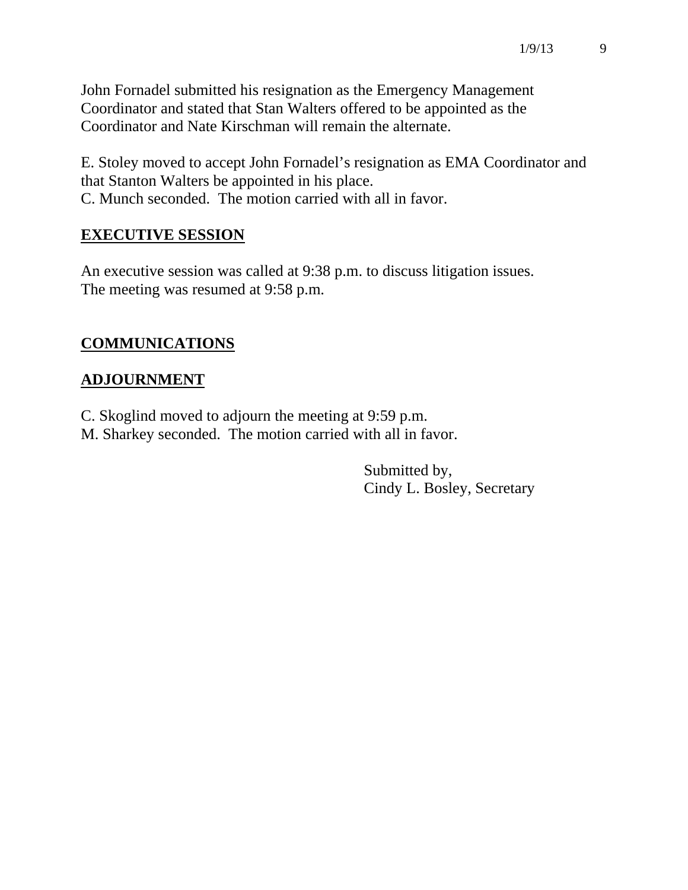John Fornadel submitted his resignation as the Emergency Management Coordinator and stated that Stan Walters offered to be appointed as the Coordinator and Nate Kirschman will remain the alternate.

E. Stoley moved to accept John Fornadel's resignation as EMA Coordinator and that Stanton Walters be appointed in his place.
C. Munch seconded. The motion carried with all in favor.

## EXECUTIVE SESSION

An executive session was called at 9:38 p.m. to discuss litigation issues.
The meeting was resumed at 9:58 p.m.

## COMMUNICATIONS

## ADJOURNMENT

C. Skoglind moved to adjourn the meeting at 9:59 p.m.
M. Sharkey seconded. The motion carried with all in favor.

Submitted by,
Cindy L. Bosley, Secretary